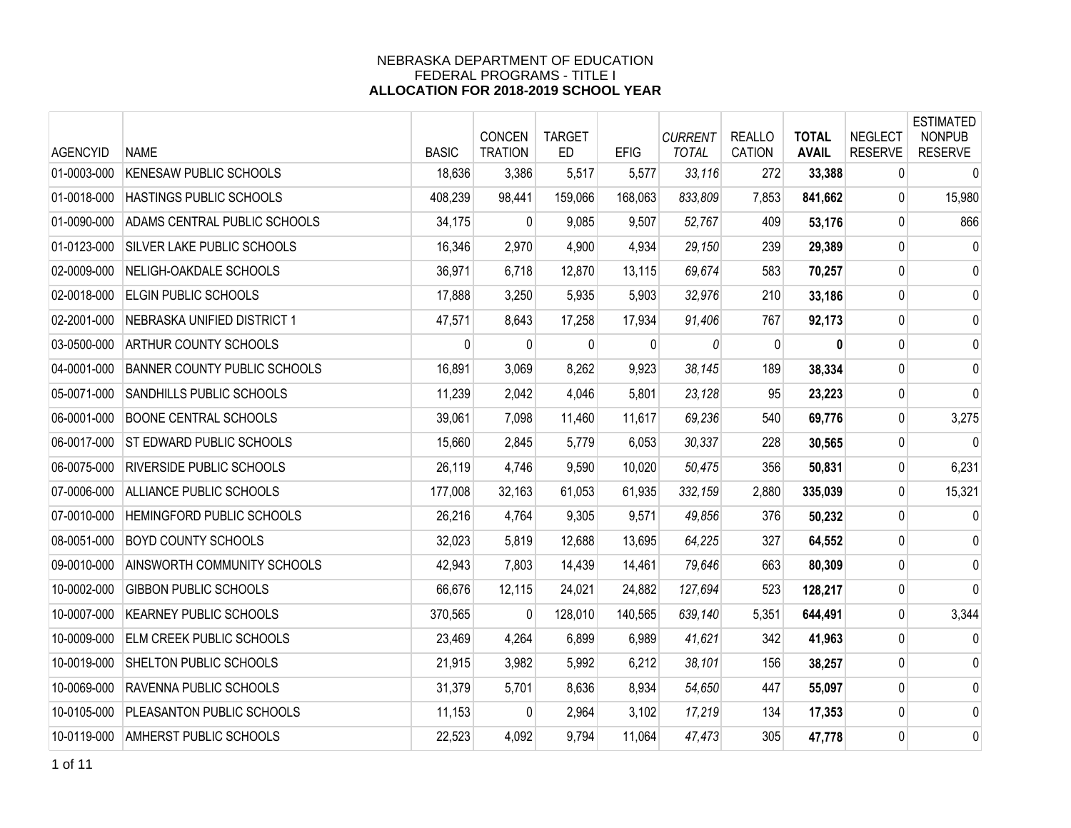NEBRASKA DEPARTMENT OF EDUCATION
FEDERAL PROGRAMS - TITLE I
**ALLOCATION FOR 2018-2019 SCHOOL YEAR**

| AGENCYID | NAME | BASIC | CONCEN TRATION | TARGET ED | EFIG | *CURRENT TOTAL* | REALLO CATION | **TOTAL AVAIL** | NEGLECT RESERVE | ESTIMATED NONPUB RESERVE |
|---|---|---|---|---|---|---|---|---|---|---|
| 01-0003-000 | KENESAW PUBLIC SCHOOLS | 18,636 | 3,386 | 5,517 | 5,577 | *33,116* | 272 | **33,388** | 0 | 0 |
| 01-0018-000 | HASTINGS PUBLIC SCHOOLS | 408,239 | 98,441 | 159,066 | 168,063 | *833,809* | 7,853 | **841,662** | 0 | 15,980 |
| 01-0090-000 | ADAMS CENTRAL PUBLIC SCHOOLS | 34,175 | 0 | 9,085 | 9,507 | *52,767* | 409 | **53,176** | 0 | 866 |
| 01-0123-000 | SILVER LAKE PUBLIC SCHOOLS | 16,346 | 2,970 | 4,900 | 4,934 | *29,150* | 239 | **29,389** | 0 | 0 |
| 02-0009-000 | NELIGH-OAKDALE SCHOOLS | 36,971 | 6,718 | 12,870 | 13,115 | *69,674* | 583 | **70,257** | 0 | 0 |
| 02-0018-000 | ELGIN PUBLIC SCHOOLS | 17,888 | 3,250 | 5,935 | 5,903 | *32,976* | 210 | **33,186** | 0 | 0 |
| 02-2001-000 | NEBRASKA UNIFIED DISTRICT 1 | 47,571 | 8,643 | 17,258 | 17,934 | *91,406* | 767 | **92,173** | 0 | 0 |
| 03-0500-000 | ARTHUR COUNTY SCHOOLS | 0 | 0 | 0 | 0 | *0* | 0 | **0** | 0 | 0 |
| 04-0001-000 | BANNER COUNTY PUBLIC SCHOOLS | 16,891 | 3,069 | 8,262 | 9,923 | *38,145* | 189 | **38,334** | 0 | 0 |
| 05-0071-000 | SANDHILLS PUBLIC SCHOOLS | 11,239 | 2,042 | 4,046 | 5,801 | *23,128* | 95 | **23,223** | 0 | 0 |
| 06-0001-000 | BOONE CENTRAL SCHOOLS | 39,061 | 7,098 | 11,460 | 11,617 | *69,236* | 540 | **69,776** | 0 | 3,275 |
| 06-0017-000 | ST EDWARD PUBLIC SCHOOLS | 15,660 | 2,845 | 5,779 | 6,053 | *30,337* | 228 | **30,565** | 0 | 0 |
| 06-0075-000 | RIVERSIDE PUBLIC SCHOOLS | 26,119 | 4,746 | 9,590 | 10,020 | *50,475* | 356 | **50,831** | 0 | 6,231 |
| 07-0006-000 | ALLIANCE PUBLIC SCHOOLS | 177,008 | 32,163 | 61,053 | 61,935 | *332,159* | 2,880 | **335,039** | 0 | 15,321 |
| 07-0010-000 | HEMINGFORD PUBLIC SCHOOLS | 26,216 | 4,764 | 9,305 | 9,571 | *49,856* | 376 | **50,232** | 0 | 0 |
| 08-0051-000 | BOYD COUNTY SCHOOLS | 32,023 | 5,819 | 12,688 | 13,695 | *64,225* | 327 | **64,552** | 0 | 0 |
| 09-0010-000 | AINSWORTH COMMUNITY SCHOOLS | 42,943 | 7,803 | 14,439 | 14,461 | *79,646* | 663 | **80,309** | 0 | 0 |
| 10-0002-000 | GIBBON PUBLIC SCHOOLS | 66,676 | 12,115 | 24,021 | 24,882 | *127,694* | 523 | **128,217** | 0 | 0 |
| 10-0007-000 | KEARNEY PUBLIC SCHOOLS | 370,565 | 0 | 128,010 | 140,565 | *639,140* | 5,351 | **644,491** | 0 | 3,344 |
| 10-0009-000 | ELM CREEK PUBLIC SCHOOLS | 23,469 | 4,264 | 6,899 | 6,989 | *41,621* | 342 | **41,963** | 0 | 0 |
| 10-0019-000 | SHELTON PUBLIC SCHOOLS | 21,915 | 3,982 | 5,992 | 6,212 | *38,101* | 156 | **38,257** | 0 | 0 |
| 10-0069-000 | RAVENNA PUBLIC SCHOOLS | 31,379 | 5,701 | 8,636 | 8,934 | *54,650* | 447 | **55,097** | 0 | 0 |
| 10-0105-000 | PLEASANTON PUBLIC SCHOOLS | 11,153 | 0 | 2,964 | 3,102 | *17,219* | 134 | **17,353** | 0 | 0 |
| 10-0119-000 | AMHERST PUBLIC SCHOOLS | 22,523 | 4,092 | 9,794 | 11,064 | *47,473* | 305 | **47,778** | 0 | 0 |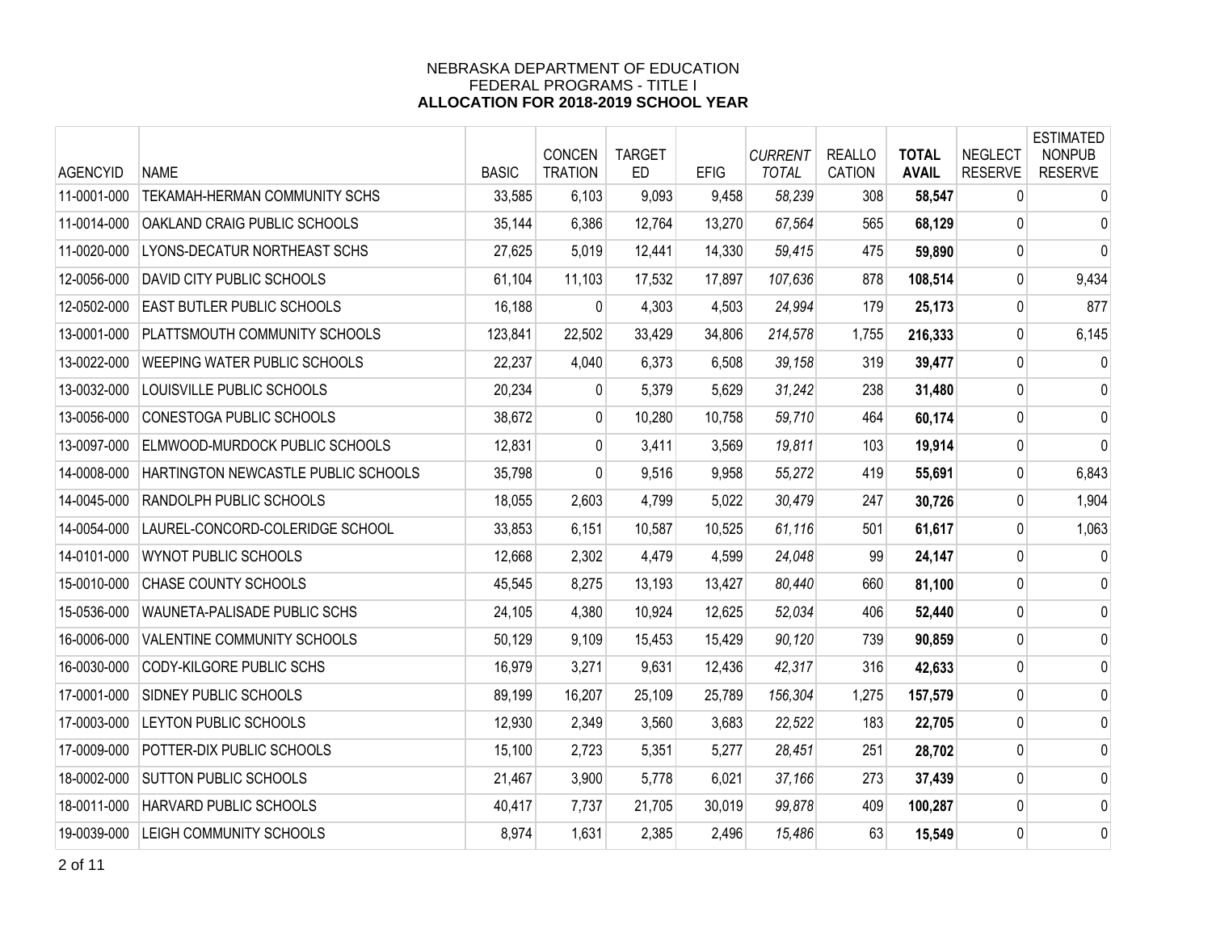NEBRASKA DEPARTMENT OF EDUCATION
FEDERAL PROGRAMS - TITLE I
**ALLOCATION FOR 2018-2019 SCHOOL YEAR**

| AGENCYID | NAME | BASIC | CONCEN TRATION | TARGET ED | EFIG | *CURRENT TOTAL* | REALLO CATION | **TOTAL AVAIL** | NEGLECT RESERVE | ESTIMATED NONPUB RESERVE |
|---|---|---|---|---|---|---|---|---|---|---|
| 11-0001-000 | TEKAMAH-HERMAN COMMUNITY SCHS | 33,585 | 6,103 | 9,093 | 9,458 | *58,239* | 308 | **58,547** | 0 | 0 |
| 11-0014-000 | OAKLAND CRAIG PUBLIC SCHOOLS | 35,144 | 6,386 | 12,764 | 13,270 | *67,564* | 565 | **68,129** | 0 | 0 |
| 11-0020-000 | LYONS-DECATUR NORTHEAST SCHS | 27,625 | 5,019 | 12,441 | 14,330 | *59,415* | 475 | **59,890** | 0 | 0 |
| 12-0056-000 | DAVID CITY PUBLIC SCHOOLS | 61,104 | 11,103 | 17,532 | 17,897 | *107,636* | 878 | **108,514** | 0 | 9,434 |
| 12-0502-000 | EAST BUTLER PUBLIC SCHOOLS | 16,188 | 0 | 4,303 | 4,503 | *24,994* | 179 | **25,173** | 0 | 877 |
| 13-0001-000 | PLATTSMOUTH COMMUNITY SCHOOLS | 123,841 | 22,502 | 33,429 | 34,806 | *214,578* | 1,755 | **216,333** | 0 | 6,145 |
| 13-0022-000 | WEEPING WATER PUBLIC SCHOOLS | 22,237 | 4,040 | 6,373 | 6,508 | *39,158* | 319 | **39,477** | 0 | 0 |
| 13-0032-000 | LOUISVILLE PUBLIC SCHOOLS | 20,234 | 0 | 5,379 | 5,629 | *31,242* | 238 | **31,480** | 0 | 0 |
| 13-0056-000 | CONESTOGA PUBLIC SCHOOLS | 38,672 | 0 | 10,280 | 10,758 | *59,710* | 464 | **60,174** | 0 | 0 |
| 13-0097-000 | ELMWOOD-MURDOCK PUBLIC SCHOOLS | 12,831 | 0 | 3,411 | 3,569 | *19,811* | 103 | **19,914** | 0 | 0 |
| 14-0008-000 | HARTINGTON NEWCASTLE PUBLIC SCHOOLS | 35,798 | 0 | 9,516 | 9,958 | *55,272* | 419 | **55,691** | 0 | 6,843 |
| 14-0045-000 | RANDOLPH PUBLIC SCHOOLS | 18,055 | 2,603 | 4,799 | 5,022 | *30,479* | 247 | **30,726** | 0 | 1,904 |
| 14-0054-000 | LAUREL-CONCORD-COLERIDGE SCHOOL | 33,853 | 6,151 | 10,587 | 10,525 | *61,116* | 501 | **61,617** | 0 | 1,063 |
| 14-0101-000 | WYNOT PUBLIC SCHOOLS | 12,668 | 2,302 | 4,479 | 4,599 | *24,048* | 99 | **24,147** | 0 | 0 |
| 15-0010-000 | CHASE COUNTY SCHOOLS | 45,545 | 8,275 | 13,193 | 13,427 | *80,440* | 660 | **81,100** | 0 | 0 |
| 15-0536-000 | WAUNETA-PALISADE PUBLIC SCHS | 24,105 | 4,380 | 10,924 | 12,625 | *52,034* | 406 | **52,440** | 0 | 0 |
| 16-0006-000 | VALENTINE COMMUNITY SCHOOLS | 50,129 | 9,109 | 15,453 | 15,429 | *90,120* | 739 | **90,859** | 0 | 0 |
| 16-0030-000 | CODY-KILGORE PUBLIC SCHS | 16,979 | 3,271 | 9,631 | 12,436 | *42,317* | 316 | **42,633** | 0 | 0 |
| 17-0001-000 | SIDNEY PUBLIC SCHOOLS | 89,199 | 16,207 | 25,109 | 25,789 | *156,304* | 1,275 | **157,579** | 0 | 0 |
| 17-0003-000 | LEYTON PUBLIC SCHOOLS | 12,930 | 2,349 | 3,560 | 3,683 | *22,522* | 183 | **22,705** | 0 | 0 |
| 17-0009-000 | POTTER-DIX PUBLIC SCHOOLS | 15,100 | 2,723 | 5,351 | 5,277 | *28,451* | 251 | **28,702** | 0 | 0 |
| 18-0002-000 | SUTTON PUBLIC SCHOOLS | 21,467 | 3,900 | 5,778 | 6,021 | *37,166* | 273 | **37,439** | 0 | 0 |
| 18-0011-000 | HARVARD PUBLIC SCHOOLS | 40,417 | 7,737 | 21,705 | 30,019 | *99,878* | 409 | **100,287** | 0 | 0 |
| 19-0039-000 | LEIGH COMMUNITY SCHOOLS | 8,974 | 1,631 | 2,385 | 2,496 | *15,486* | 63 | **15,549** | 0 | 0 |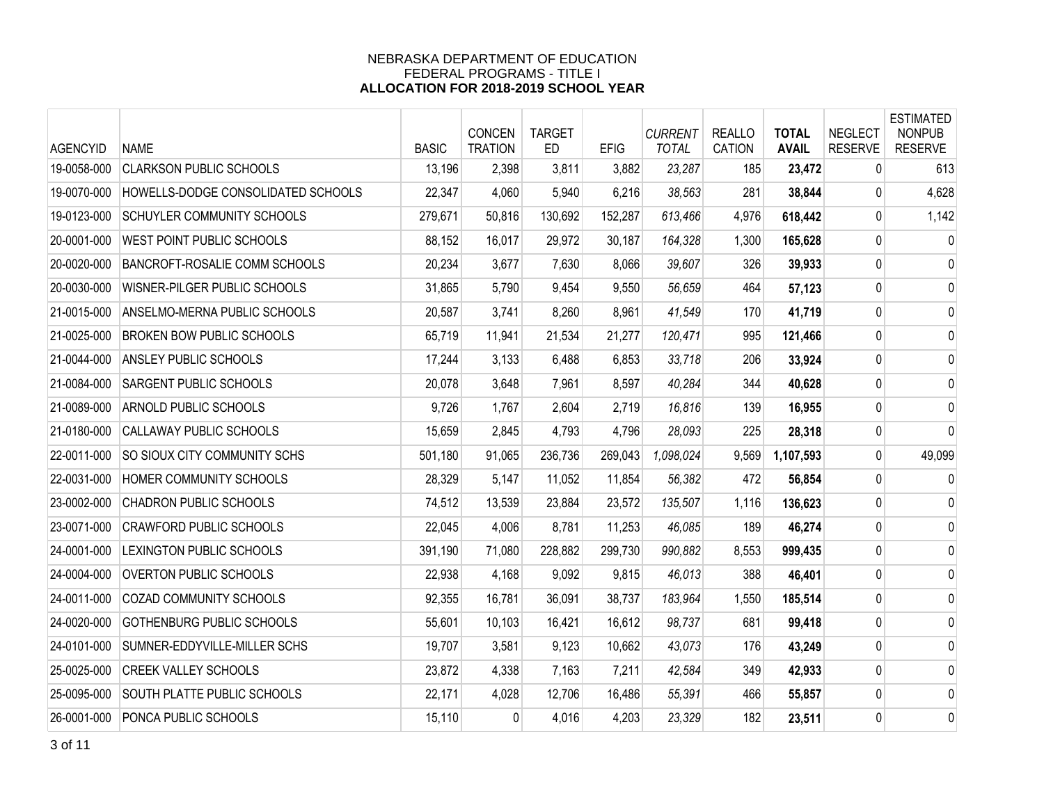NEBRASKA DEPARTMENT OF EDUCATION
FEDERAL PROGRAMS - TITLE I
**ALLOCATION FOR 2018-2019 SCHOOL YEAR**

| AGENCYID | NAME | BASIC | CONCEN TRATION | TARGET ED | EFIG | *CURRENT TOTAL* | REALLO CATION | **TOTAL AVAIL** | NEGLECT RESERVE | ESTIMATED NONPUB RESERVE |
|---|---|---|---|---|---|---|---|---|---|---|
| 19-0058-000 | CLARKSON PUBLIC SCHOOLS | 13,196 | 2,398 | 3,811 | 3,882 | *23,287* | 185 | **23,472** | 0 | 613 |
| 19-0070-000 | HOWELLS-DODGE CONSOLIDATED SCHOOLS | 22,347 | 4,060 | 5,940 | 6,216 | *38,563* | 281 | **38,844** | 0 | 4,628 |
| 19-0123-000 | SCHUYLER COMMUNITY SCHOOLS | 279,671 | 50,816 | 130,692 | 152,287 | *613,466* | 4,976 | **618,442** | 0 | 1,142 |
| 20-0001-000 | WEST POINT PUBLIC SCHOOLS | 88,152 | 16,017 | 29,972 | 30,187 | *164,328* | 1,300 | **165,628** | 0 | 0 |
| 20-0020-000 | BANCROFT-ROSALIE COMM SCHOOLS | 20,234 | 3,677 | 7,630 | 8,066 | *39,607* | 326 | **39,933** | 0 | 0 |
| 20-0030-000 | WISNER-PILGER PUBLIC SCHOOLS | 31,865 | 5,790 | 9,454 | 9,550 | *56,659* | 464 | **57,123** | 0 | 0 |
| 21-0015-000 | ANSELMO-MERNA PUBLIC SCHOOLS | 20,587 | 3,741 | 8,260 | 8,961 | *41,549* | 170 | **41,719** | 0 | 0 |
| 21-0025-000 | BROKEN BOW PUBLIC SCHOOLS | 65,719 | 11,941 | 21,534 | 21,277 | *120,471* | 995 | **121,466** | 0 | 0 |
| 21-0044-000 | ANSLEY PUBLIC SCHOOLS | 17,244 | 3,133 | 6,488 | 6,853 | *33,718* | 206 | **33,924** | 0 | 0 |
| 21-0084-000 | SARGENT PUBLIC SCHOOLS | 20,078 | 3,648 | 7,961 | 8,597 | *40,284* | 344 | **40,628** | 0 | 0 |
| 21-0089-000 | ARNOLD PUBLIC SCHOOLS | 9,726 | 1,767 | 2,604 | 2,719 | *16,816* | 139 | **16,955** | 0 | 0 |
| 21-0180-000 | CALLAWAY PUBLIC SCHOOLS | 15,659 | 2,845 | 4,793 | 4,796 | *28,093* | 225 | **28,318** | 0 | 0 |
| 22-0011-000 | SO SIOUX CITY COMMUNITY SCHS | 501,180 | 91,065 | 236,736 | 269,043 | *1,098,024* | 9,569 | **1,107,593** | 0 | 49,099 |
| 22-0031-000 | HOMER COMMUNITY SCHOOLS | 28,329 | 5,147 | 11,052 | 11,854 | *56,382* | 472 | **56,854** | 0 | 0 |
| 23-0002-000 | CHADRON PUBLIC SCHOOLS | 74,512 | 13,539 | 23,884 | 23,572 | *135,507* | 1,116 | **136,623** | 0 | 0 |
| 23-0071-000 | CRAWFORD PUBLIC SCHOOLS | 22,045 | 4,006 | 8,781 | 11,253 | *46,085* | 189 | **46,274** | 0 | 0 |
| 24-0001-000 | LEXINGTON PUBLIC SCHOOLS | 391,190 | 71,080 | 228,882 | 299,730 | *990,882* | 8,553 | **999,435** | 0 | 0 |
| 24-0004-000 | OVERTON PUBLIC SCHOOLS | 22,938 | 4,168 | 9,092 | 9,815 | *46,013* | 388 | **46,401** | 0 | 0 |
| 24-0011-000 | COZAD COMMUNITY SCHOOLS | 92,355 | 16,781 | 36,091 | 38,737 | *183,964* | 1,550 | **185,514** | 0 | 0 |
| 24-0020-000 | GOTHENBURG PUBLIC SCHOOLS | 55,601 | 10,103 | 16,421 | 16,612 | *98,737* | 681 | **99,418** | 0 | 0 |
| 24-0101-000 | SUMNER-EDDYVILLE-MILLER SCHS | 19,707 | 3,581 | 9,123 | 10,662 | *43,073* | 176 | **43,249** | 0 | 0 |
| 25-0025-000 | CREEK VALLEY SCHOOLS | 23,872 | 4,338 | 7,163 | 7,211 | *42,584* | 349 | **42,933** | 0 | 0 |
| 25-0095-000 | SOUTH PLATTE PUBLIC SCHOOLS | 22,171 | 4,028 | 12,706 | 16,486 | *55,391* | 466 | **55,857** | 0 | 0 |
| 26-0001-000 | PONCA PUBLIC SCHOOLS | 15,110 | 0 | 4,016 | 4,203 | *23,329* | 182 | **23,511** | 0 | 0 |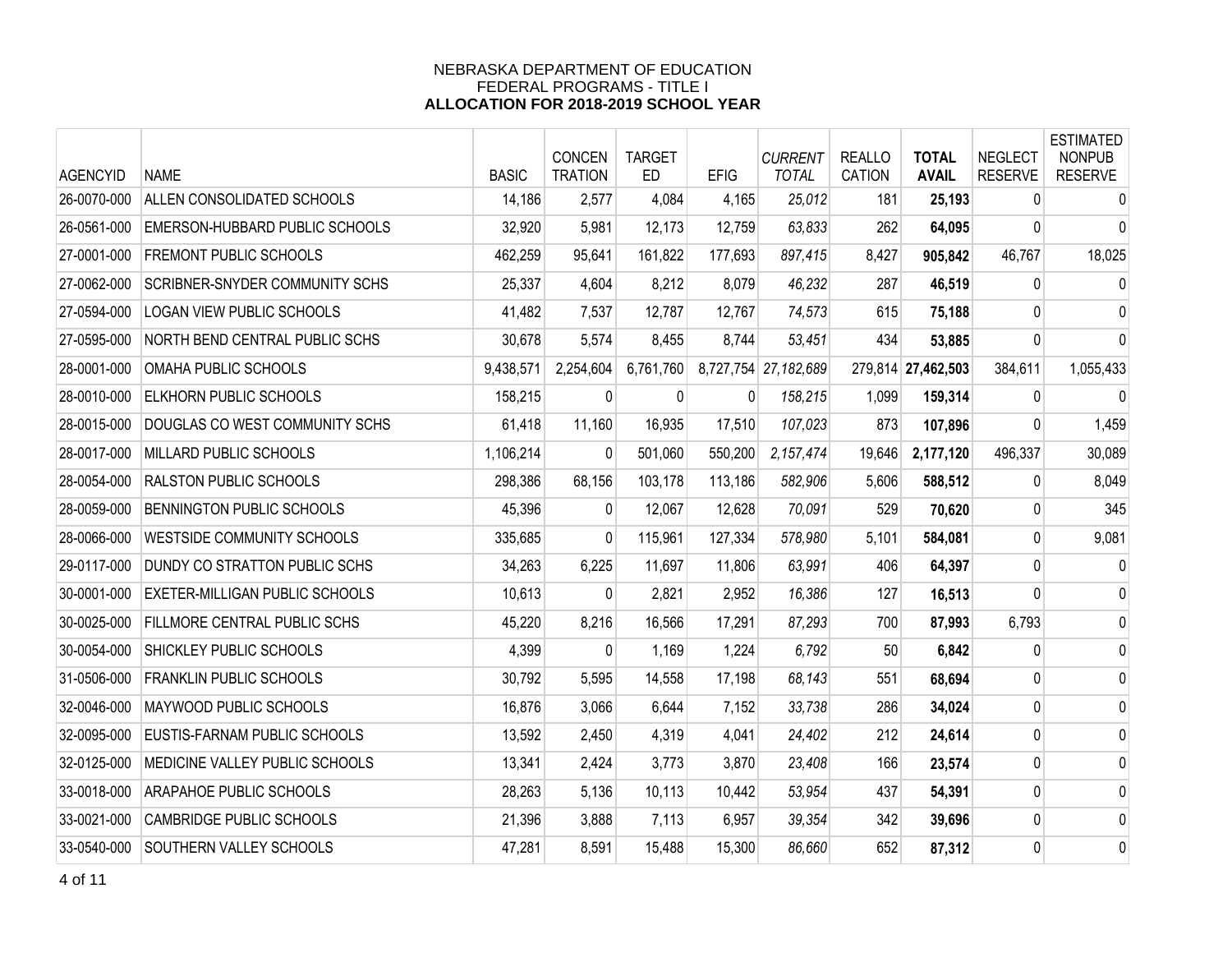# NEBRASKA DEPARTMENT OF EDUCATION
## FEDERAL PROGRAMS - TITLE I
## ALLOCATION FOR 2018-2019 SCHOOL YEAR

| AGENCYID | NAME | BASIC | CONCEN TRATION | TARGET ED | EFIG | *CURRENT TOTAL* | REALLO CATION | **TOTAL AVAIL** | NEGLECT RESERVE | ESTIMATED NONPUB RESERVE |
|---|---|---|---|---|---|---|---|---|---|---|
| 26-0070-000 | ALLEN CONSOLIDATED SCHOOLS | 14,186 | 2,577 | 4,084 | 4,165 | *25,012* | 181 | **25,193** | 0 | 0 |
| 26-0561-000 | EMERSON-HUBBARD PUBLIC SCHOOLS | 32,920 | 5,981 | 12,173 | 12,759 | *63,833* | 262 | **64,095** | 0 | 0 |
| 27-0001-000 | FREMONT PUBLIC SCHOOLS | 462,259 | 95,641 | 161,822 | 177,693 | *897,415* | 8,427 | **905,842** | 46,767 | 18,025 |
| 27-0062-000 | SCRIBNER-SNYDER COMMUNITY SCHS | 25,337 | 4,604 | 8,212 | 8,079 | *46,232* | 287 | **46,519** | 0 | 0 |
| 27-0594-000 | LOGAN VIEW PUBLIC SCHOOLS | 41,482 | 7,537 | 12,787 | 12,767 | *74,573* | 615 | **75,188** | 0 | 0 |
| 27-0595-000 | NORTH BEND CENTRAL PUBLIC SCHS | 30,678 | 5,574 | 8,455 | 8,744 | *53,451* | 434 | **53,885** | 0 | 0 |
| 28-0001-000 | OMAHA PUBLIC SCHOOLS | 9,438,571 | 2,254,604 | 6,761,760 | 8,727,754 | *27,182,689* | 279,814 | **27,462,503** | 384,611 | 1,055,433 |
| 28-0010-000 | ELKHORN PUBLIC SCHOOLS | 158,215 | 0 | 0 | 0 | *158,215* | 1,099 | **159,314** | 0 | 0 |
| 28-0015-000 | DOUGLAS CO WEST COMMUNITY SCHS | 61,418 | 11,160 | 16,935 | 17,510 | *107,023* | 873 | **107,896** | 0 | 1,459 |
| 28-0017-000 | MILLARD PUBLIC SCHOOLS | 1,106,214 | 0 | 501,060 | 550,200 | *2,157,474* | 19,646 | **2,177,120** | 496,337 | 30,089 |
| 28-0054-000 | RALSTON PUBLIC SCHOOLS | 298,386 | 68,156 | 103,178 | 113,186 | *582,906* | 5,606 | **588,512** | 0 | 8,049 |
| 28-0059-000 | BENNINGTON PUBLIC SCHOOLS | 45,396 | 0 | 12,067 | 12,628 | *70,091* | 529 | **70,620** | 0 | 345 |
| 28-0066-000 | WESTSIDE COMMUNITY SCHOOLS | 335,685 | 0 | 115,961 | 127,334 | *578,980* | 5,101 | **584,081** | 0 | 9,081 |
| 29-0117-000 | DUNDY CO STRATTON PUBLIC SCHS | 34,263 | 6,225 | 11,697 | 11,806 | *63,991* | 406 | **64,397** | 0 | 0 |
| 30-0001-000 | EXETER-MILLIGAN PUBLIC SCHOOLS | 10,613 | 0 | 2,821 | 2,952 | *16,386* | 127 | **16,513** | 0 | 0 |
| 30-0025-000 | FILLMORE CENTRAL PUBLIC SCHS | 45,220 | 8,216 | 16,566 | 17,291 | *87,293* | 700 | **87,993** | 6,793 | 0 |
| 30-0054-000 | SHICKLEY PUBLIC SCHOOLS | 4,399 | 0 | 1,169 | 1,224 | *6,792* | 50 | **6,842** | 0 | 0 |
| 31-0506-000 | FRANKLIN PUBLIC SCHOOLS | 30,792 | 5,595 | 14,558 | 17,198 | *68,143* | 551 | **68,694** | 0 | 0 |
| 32-0046-000 | MAYWOOD PUBLIC SCHOOLS | 16,876 | 3,066 | 6,644 | 7,152 | *33,738* | 286 | **34,024** | 0 | 0 |
| 32-0095-000 | EUSTIS-FARNAM PUBLIC SCHOOLS | 13,592 | 2,450 | 4,319 | 4,041 | *24,402* | 212 | **24,614** | 0 | 0 |
| 32-0125-000 | MEDICINE VALLEY PUBLIC SCHOOLS | 13,341 | 2,424 | 3,773 | 3,870 | *23,408* | 166 | **23,574** | 0 | 0 |
| 33-0018-000 | ARAPAHOE PUBLIC SCHOOLS | 28,263 | 5,136 | 10,113 | 10,442 | *53,954* | 437 | **54,391** | 0 | 0 |
| 33-0021-000 | CAMBRIDGE PUBLIC SCHOOLS | 21,396 | 3,888 | 7,113 | 6,957 | *39,354* | 342 | **39,696** | 0 | 0 |
| 33-0540-000 | SOUTHERN VALLEY SCHOOLS | 47,281 | 8,591 | 15,488 | 15,300 | *86,660* | 652 | **87,312** | 0 | 0 |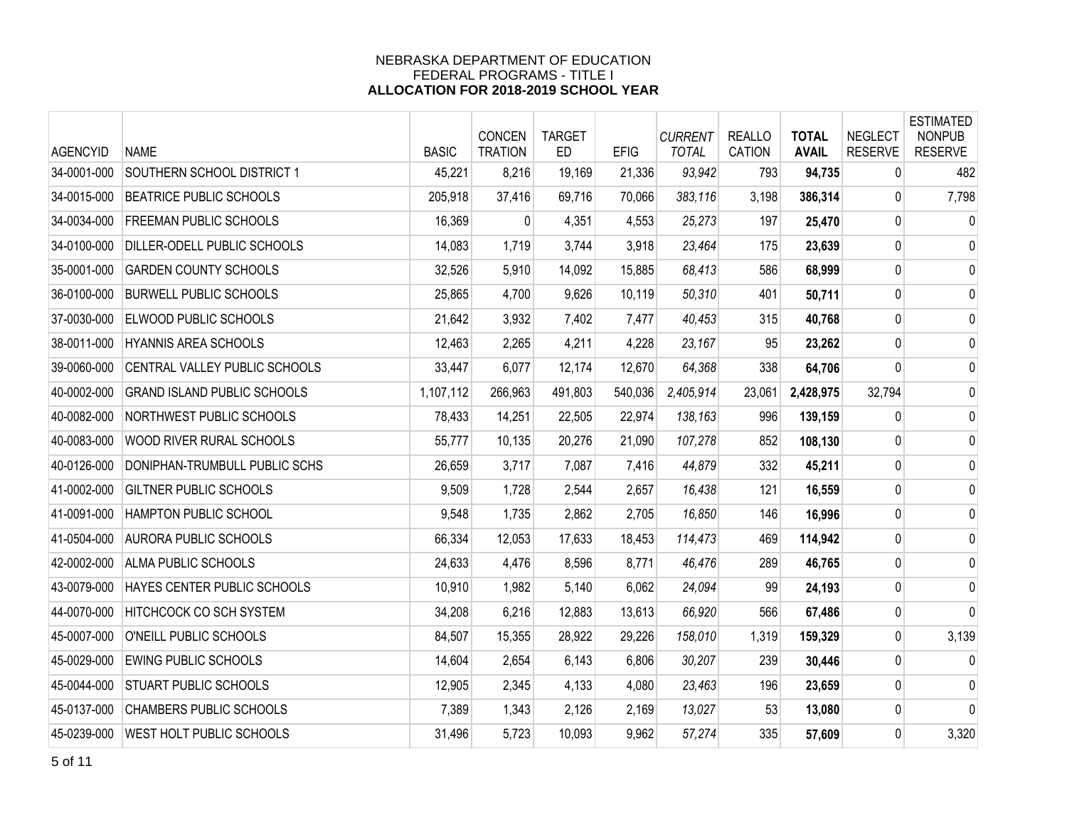NEBRASKA DEPARTMENT OF EDUCATION
FEDERAL PROGRAMS - TITLE I
**ALLOCATION FOR 2018-2019 SCHOOL YEAR**

| AGENCYID | NAME | BASIC | CONCEN TRATION | TARGET ED | EFIG | *CURRENT TOTAL* | REALLO CATION | **TOTAL AVAIL** | NEGLECT RESERVE | ESTIMATED NONPUB RESERVE |
|---|---|---|---|---|---|---|---|---|---|---|
| 34-0001-000 | SOUTHERN SCHOOL DISTRICT 1 | 45,221 | 8,216 | 19,169 | 21,336 | *93,942* | 793 | **94,735** | 0 | 482 |
| 34-0015-000 | BEATRICE PUBLIC SCHOOLS | 205,918 | 37,416 | 69,716 | 70,066 | *383,116* | 3,198 | **386,314** | 0 | 7,798 |
| 34-0034-000 | FREEMAN PUBLIC SCHOOLS | 16,369 | 0 | 4,351 | 4,553 | *25,273* | 197 | **25,470** | 0 | 0 |
| 34-0100-000 | DILLER-ODELL PUBLIC SCHOOLS | 14,083 | 1,719 | 3,744 | 3,918 | *23,464* | 175 | **23,639** | 0 | 0 |
| 35-0001-000 | GARDEN COUNTY SCHOOLS | 32,526 | 5,910 | 14,092 | 15,885 | *68,413* | 586 | **68,999** | 0 | 0 |
| 36-0100-000 | BURWELL PUBLIC SCHOOLS | 25,865 | 4,700 | 9,626 | 10,119 | *50,310* | 401 | **50,711** | 0 | 0 |
| 37-0030-000 | ELWOOD PUBLIC SCHOOLS | 21,642 | 3,932 | 7,402 | 7,477 | *40,453* | 315 | **40,768** | 0 | 0 |
| 38-0011-000 | HYANNIS AREA SCHOOLS | 12,463 | 2,265 | 4,211 | 4,228 | *23,167* | 95 | **23,262** | 0 | 0 |
| 39-0060-000 | CENTRAL VALLEY PUBLIC SCHOOLS | 33,447 | 6,077 | 12,174 | 12,670 | *64,368* | 338 | **64,706** | 0 | 0 |
| 40-0002-000 | GRAND ISLAND PUBLIC SCHOOLS | 1,107,112 | 266,963 | 491,803 | 540,036 | *2,405,914* | 23,061 | **2,428,975** | 32,794 | 0 |
| 40-0082-000 | NORTHWEST PUBLIC SCHOOLS | 78,433 | 14,251 | 22,505 | 22,974 | *138,163* | 996 | **139,159** | 0 | 0 |
| 40-0083-000 | WOOD RIVER RURAL SCHOOLS | 55,777 | 10,135 | 20,276 | 21,090 | *107,278* | 852 | **108,130** | 0 | 0 |
| 40-0126-000 | DONIPHAN-TRUMBULL PUBLIC SCHS | 26,659 | 3,717 | 7,087 | 7,416 | *44,879* | 332 | **45,211** | 0 | 0 |
| 41-0002-000 | GILTNER PUBLIC SCHOOLS | 9,509 | 1,728 | 2,544 | 2,657 | *16,438* | 121 | **16,559** | 0 | 0 |
| 41-0091-000 | HAMPTON PUBLIC SCHOOL | 9,548 | 1,735 | 2,862 | 2,705 | *16,850* | 146 | **16,996** | 0 | 0 |
| 41-0504-000 | AURORA PUBLIC SCHOOLS | 66,334 | 12,053 | 17,633 | 18,453 | *114,473* | 469 | **114,942** | 0 | 0 |
| 42-0002-000 | ALMA PUBLIC SCHOOLS | 24,633 | 4,476 | 8,596 | 8,771 | *46,476* | 289 | **46,765** | 0 | 0 |
| 43-0079-000 | HAYES CENTER PUBLIC SCHOOLS | 10,910 | 1,982 | 5,140 | 6,062 | *24,094* | 99 | **24,193** | 0 | 0 |
| 44-0070-000 | HITCHCOCK CO SCH SYSTEM | 34,208 | 6,216 | 12,883 | 13,613 | *66,920* | 566 | **67,486** | 0 | 0 |
| 45-0007-000 | O'NEILL PUBLIC SCHOOLS | 84,507 | 15,355 | 28,922 | 29,226 | *158,010* | 1,319 | **159,329** | 0 | 3,139 |
| 45-0029-000 | EWING PUBLIC SCHOOLS | 14,604 | 2,654 | 6,143 | 6,806 | *30,207* | 239 | **30,446** | 0 | 0 |
| 45-0044-000 | STUART PUBLIC SCHOOLS | 12,905 | 2,345 | 4,133 | 4,080 | *23,463* | 196 | **23,659** | 0 | 0 |
| 45-0137-000 | CHAMBERS PUBLIC SCHOOLS | 7,389 | 1,343 | 2,126 | 2,169 | *13,027* | 53 | **13,080** | 0 | 0 |
| 45-0239-000 | WEST HOLT PUBLIC SCHOOLS | 31,496 | 5,723 | 10,093 | 9,962 | *57,274* | 335 | **57,609** | 0 | 3,320 |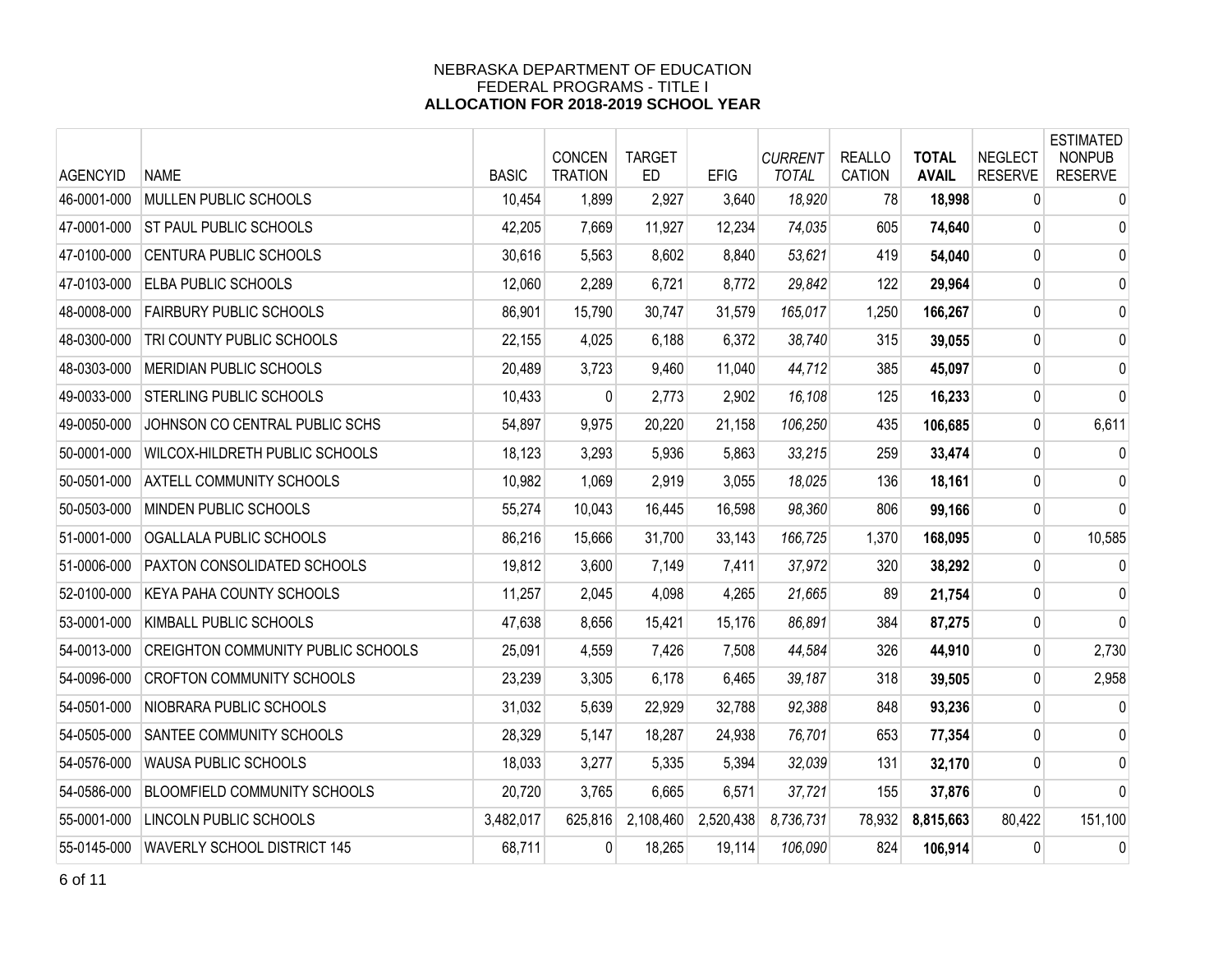NEBRASKA DEPARTMENT OF EDUCATION
FEDERAL PROGRAMS - TITLE I
**ALLOCATION FOR 2018-2019 SCHOOL YEAR**

| AGENCYID | NAME | BASIC | CONCEN TRATION | TARGET ED | EFIG | *CURRENT TOTAL* | REALLO CATION | **TOTAL AVAIL** | NEGLECT RESERVE | ESTIMATED NONPUB RESERVE |
|---|---|---|---|---|---|---|---|---|---|---|
| 46-0001-000 | MULLEN PUBLIC SCHOOLS | 10,454 | 1,899 | 2,927 | 3,640 | *18,920* | 78 | **18,998** | 0 | 0 |
| 47-0001-000 | ST PAUL PUBLIC SCHOOLS | 42,205 | 7,669 | 11,927 | 12,234 | *74,035* | 605 | **74,640** | 0 | 0 |
| 47-0100-000 | CENTURA PUBLIC SCHOOLS | 30,616 | 5,563 | 8,602 | 8,840 | *53,621* | 419 | **54,040** | 0 | 0 |
| 47-0103-000 | ELBA PUBLIC SCHOOLS | 12,060 | 2,289 | 6,721 | 8,772 | *29,842* | 122 | **29,964** | 0 | 0 |
| 48-0008-000 | FAIRBURY PUBLIC SCHOOLS | 86,901 | 15,790 | 30,747 | 31,579 | *165,017* | 1,250 | **166,267** | 0 | 0 |
| 48-0300-000 | TRI COUNTY PUBLIC SCHOOLS | 22,155 | 4,025 | 6,188 | 6,372 | *38,740* | 315 | **39,055** | 0 | 0 |
| 48-0303-000 | MERIDIAN PUBLIC SCHOOLS | 20,489 | 3,723 | 9,460 | 11,040 | *44,712* | 385 | **45,097** | 0 | 0 |
| 49-0033-000 | STERLING PUBLIC SCHOOLS | 10,433 | 0 | 2,773 | 2,902 | *16,108* | 125 | **16,233** | 0 | 0 |
| 49-0050-000 | JOHNSON CO CENTRAL PUBLIC SCHS | 54,897 | 9,975 | 20,220 | 21,158 | *106,250* | 435 | **106,685** | 0 | 6,611 |
| 50-0001-000 | WILCOX-HILDRETH PUBLIC SCHOOLS | 18,123 | 3,293 | 5,936 | 5,863 | *33,215* | 259 | **33,474** | 0 | 0 |
| 50-0501-000 | AXTELL COMMUNITY SCHOOLS | 10,982 | 1,069 | 2,919 | 3,055 | *18,025* | 136 | **18,161** | 0 | 0 |
| 50-0503-000 | MINDEN PUBLIC SCHOOLS | 55,274 | 10,043 | 16,445 | 16,598 | *98,360* | 806 | **99,166** | 0 | 0 |
| 51-0001-000 | OGALLALA PUBLIC SCHOOLS | 86,216 | 15,666 | 31,700 | 33,143 | *166,725* | 1,370 | **168,095** | 0 | 10,585 |
| 51-0006-000 | PAXTON CONSOLIDATED SCHOOLS | 19,812 | 3,600 | 7,149 | 7,411 | *37,972* | 320 | **38,292** | 0 | 0 |
| 52-0100-000 | KEYA PAHA COUNTY SCHOOLS | 11,257 | 2,045 | 4,098 | 4,265 | *21,665* | 89 | **21,754** | 0 | 0 |
| 53-0001-000 | KIMBALL PUBLIC SCHOOLS | 47,638 | 8,656 | 15,421 | 15,176 | *86,891* | 384 | **87,275** | 0 | 0 |
| 54-0013-000 | CREIGHTON COMMUNITY PUBLIC SCHOOLS | 25,091 | 4,559 | 7,426 | 7,508 | *44,584* | 326 | **44,910** | 0 | 2,730 |
| 54-0096-000 | CROFTON COMMUNITY SCHOOLS | 23,239 | 3,305 | 6,178 | 6,465 | *39,187* | 318 | **39,505** | 0 | 2,958 |
| 54-0501-000 | NIOBRARA PUBLIC SCHOOLS | 31,032 | 5,639 | 22,929 | 32,788 | *92,388* | 848 | **93,236** | 0 | 0 |
| 54-0505-000 | SANTEE COMMUNITY SCHOOLS | 28,329 | 5,147 | 18,287 | 24,938 | *76,701* | 653 | **77,354** | 0 | 0 |
| 54-0576-000 | WAUSA PUBLIC SCHOOLS | 18,033 | 3,277 | 5,335 | 5,394 | *32,039* | 131 | **32,170** | 0 | 0 |
| 54-0586-000 | BLOOMFIELD COMMUNITY SCHOOLS | 20,720 | 3,765 | 6,665 | 6,571 | *37,721* | 155 | **37,876** | 0 | 0 |
| 55-0001-000 | LINCOLN PUBLIC SCHOOLS | 3,482,017 | 625,816 | 2,108,460 | 2,520,438 | *8,736,731* | 78,932 | **8,815,663** | 80,422 | 151,100 |
| 55-0145-000 | WAVERLY SCHOOL DISTRICT 145 | 68,711 | 0 | 18,265 | 19,114 | *106,090* | 824 | **106,914** | 0 | 0 |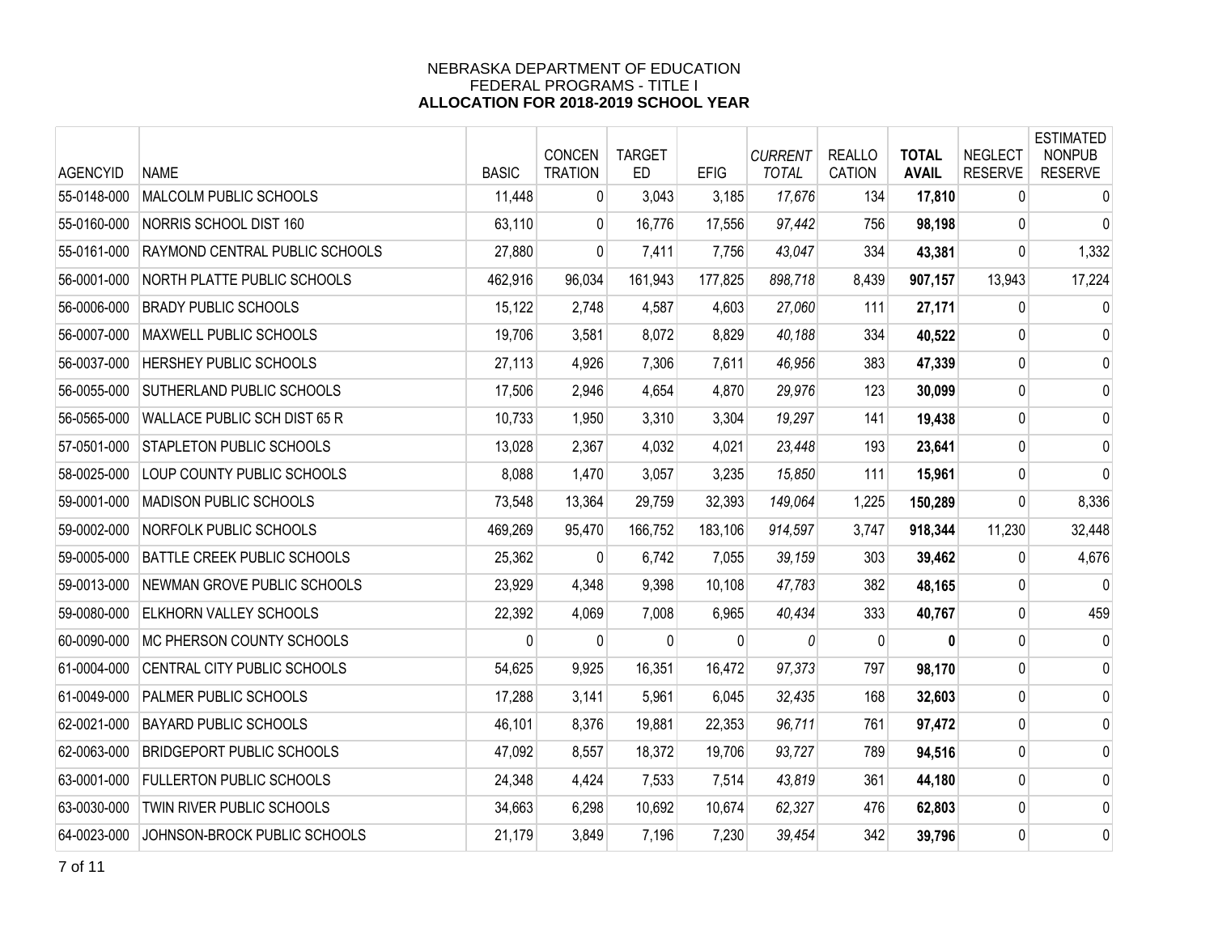# NEBRASKA DEPARTMENT OF EDUCATION
## FEDERAL PROGRAMS - TITLE I
## ALLOCATION FOR 2018-2019 SCHOOL YEAR

| AGENCYID | NAME | BASIC | CONCEN TRATION | TARGET ED | EFIG | *CURRENT TOTAL* | REALLO CATION | **TOTAL AVAIL** | NEGLECT RESERVE | ESTIMATED NONPUB RESERVE |
|---|---|---|---|---|---|---|---|---|---|---|
| 55-0148-000 | MALCOLM PUBLIC SCHOOLS | 11,448 | 0 | 3,043 | 3,185 | *17,676* | 134 | **17,810** | 0 | 0 |
| 55-0160-000 | NORRIS SCHOOL DIST 160 | 63,110 | 0 | 16,776 | 17,556 | *97,442* | 756 | **98,198** | 0 | 0 |
| 55-0161-000 | RAYMOND CENTRAL PUBLIC SCHOOLS | 27,880 | 0 | 7,411 | 7,756 | *43,047* | 334 | **43,381** | 0 | 1,332 |
| 56-0001-000 | NORTH PLATTE PUBLIC SCHOOLS | 462,916 | 96,034 | 161,943 | 177,825 | *898,718* | 8,439 | **907,157** | 13,943 | 17,224 |
| 56-0006-000 | BRADY PUBLIC SCHOOLS | 15,122 | 2,748 | 4,587 | 4,603 | *27,060* | 111 | **27,171** | 0 | 0 |
| 56-0007-000 | MAXWELL PUBLIC SCHOOLS | 19,706 | 3,581 | 8,072 | 8,829 | *40,188* | 334 | **40,522** | 0 | 0 |
| 56-0037-000 | HERSHEY PUBLIC SCHOOLS | 27,113 | 4,926 | 7,306 | 7,611 | *46,956* | 383 | **47,339** | 0 | 0 |
| 56-0055-000 | SUTHERLAND PUBLIC SCHOOLS | 17,506 | 2,946 | 4,654 | 4,870 | *29,976* | 123 | **30,099** | 0 | 0 |
| 56-0565-000 | WALLACE PUBLIC SCH DIST 65 R | 10,733 | 1,950 | 3,310 | 3,304 | *19,297* | 141 | **19,438** | 0 | 0 |
| 57-0501-000 | STAPLETON PUBLIC SCHOOLS | 13,028 | 2,367 | 4,032 | 4,021 | *23,448* | 193 | **23,641** | 0 | 0 |
| 58-0025-000 | LOUP COUNTY PUBLIC SCHOOLS | 8,088 | 1,470 | 3,057 | 3,235 | *15,850* | 111 | **15,961** | 0 | 0 |
| 59-0001-000 | MADISON PUBLIC SCHOOLS | 73,548 | 13,364 | 29,759 | 32,393 | *149,064* | 1,225 | **150,289** | 0 | 8,336 |
| 59-0002-000 | NORFOLK PUBLIC SCHOOLS | 469,269 | 95,470 | 166,752 | 183,106 | *914,597* | 3,747 | **918,344** | 11,230 | 32,448 |
| 59-0005-000 | BATTLE CREEK PUBLIC SCHOOLS | 25,362 | 0 | 6,742 | 7,055 | *39,159* | 303 | **39,462** | 0 | 4,676 |
| 59-0013-000 | NEWMAN GROVE PUBLIC SCHOOLS | 23,929 | 4,348 | 9,398 | 10,108 | *47,783* | 382 | **48,165** | 0 | 0 |
| 59-0080-000 | ELKHORN VALLEY SCHOOLS | 22,392 | 4,069 | 7,008 | 6,965 | *40,434* | 333 | **40,767** | 0 | 459 |
| 60-0090-000 | MC PHERSON COUNTY SCHOOLS | 0 | 0 | 0 | 0 | *0* | 0 | **0** | 0 | 0 |
| 61-0004-000 | CENTRAL CITY PUBLIC SCHOOLS | 54,625 | 9,925 | 16,351 | 16,472 | *97,373* | 797 | **98,170** | 0 | 0 |
| 61-0049-000 | PALMER PUBLIC SCHOOLS | 17,288 | 3,141 | 5,961 | 6,045 | *32,435* | 168 | **32,603** | 0 | 0 |
| 62-0021-000 | BAYARD PUBLIC SCHOOLS | 46,101 | 8,376 | 19,881 | 22,353 | *96,711* | 761 | **97,472** | 0 | 0 |
| 62-0063-000 | BRIDGEPORT PUBLIC SCHOOLS | 47,092 | 8,557 | 18,372 | 19,706 | *93,727* | 789 | **94,516** | 0 | 0 |
| 63-0001-000 | FULLERTON PUBLIC SCHOOLS | 24,348 | 4,424 | 7,533 | 7,514 | *43,819* | 361 | **44,180** | 0 | 0 |
| 63-0030-000 | TWIN RIVER PUBLIC SCHOOLS | 34,663 | 6,298 | 10,692 | 10,674 | *62,327* | 476 | **62,803** | 0 | 0 |
| 64-0023-000 | JOHNSON-BROCK PUBLIC SCHOOLS | 21,179 | 3,849 | 7,196 | 7,230 | *39,454* | 342 | **39,796** | 0 | 0 |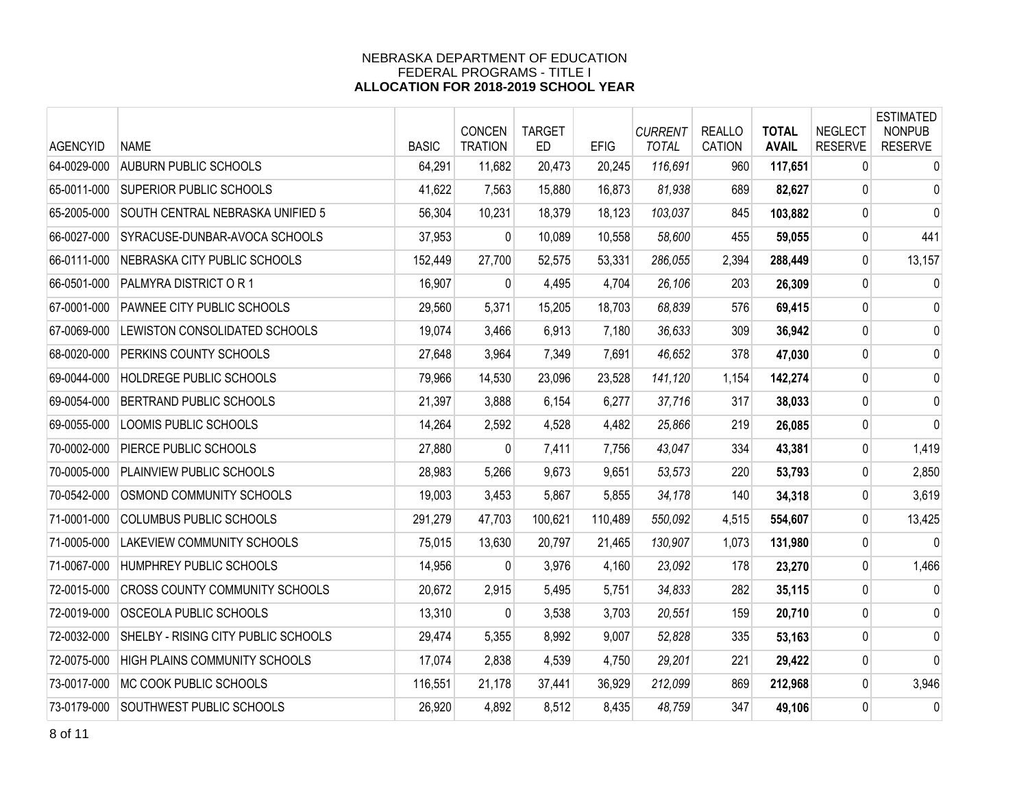NEBRASKA DEPARTMENT OF EDUCATION
FEDERAL PROGRAMS - TITLE I
**ALLOCATION FOR 2018-2019 SCHOOL YEAR**

| AGENCYID | NAME | BASIC | CONCEN TRATION | TARGET ED | EFIG | *CURRENT TOTAL* | REALLO CATION | **TOTAL AVAIL** | NEGLECT RESERVE | ESTIMATED NONPUB RESERVE |
|---|---|---|---|---|---|---|---|---|---|---|
| 64-0029-000 | AUBURN PUBLIC SCHOOLS | 64,291 | 11,682 | 20,473 | 20,245 | *116,691* | 960 | **117,651** | 0 | 0 |
| 65-0011-000 | SUPERIOR PUBLIC SCHOOLS | 41,622 | 7,563 | 15,880 | 16,873 | *81,938* | 689 | **82,627** | 0 | 0 |
| 65-2005-000 | SOUTH CENTRAL NEBRASKA UNIFIED 5 | 56,304 | 10,231 | 18,379 | 18,123 | *103,037* | 845 | **103,882** | 0 | 0 |
| 66-0027-000 | SYRACUSE-DUNBAR-AVOCA SCHOOLS | 37,953 | 0 | 10,089 | 10,558 | *58,600* | 455 | **59,055** | 0 | 441 |
| 66-0111-000 | NEBRASKA CITY PUBLIC SCHOOLS | 152,449 | 27,700 | 52,575 | 53,331 | *286,055* | 2,394 | **288,449** | 0 | 13,157 |
| 66-0501-000 | PALMYRA DISTRICT O R 1 | 16,907 | 0 | 4,495 | 4,704 | *26,106* | 203 | **26,309** | 0 | 0 |
| 67-0001-000 | PAWNEE CITY PUBLIC SCHOOLS | 29,560 | 5,371 | 15,205 | 18,703 | *68,839* | 576 | **69,415** | 0 | 0 |
| 67-0069-000 | LEWISTON CONSOLIDATED SCHOOLS | 19,074 | 3,466 | 6,913 | 7,180 | *36,633* | 309 | **36,942** | 0 | 0 |
| 68-0020-000 | PERKINS COUNTY SCHOOLS | 27,648 | 3,964 | 7,349 | 7,691 | *46,652* | 378 | **47,030** | 0 | 0 |
| 69-0044-000 | HOLDREGE PUBLIC SCHOOLS | 79,966 | 14,530 | 23,096 | 23,528 | *141,120* | 1,154 | **142,274** | 0 | 0 |
| 69-0054-000 | BERTRAND PUBLIC SCHOOLS | 21,397 | 3,888 | 6,154 | 6,277 | *37,716* | 317 | **38,033** | 0 | 0 |
| 69-0055-000 | LOOMIS PUBLIC SCHOOLS | 14,264 | 2,592 | 4,528 | 4,482 | *25,866* | 219 | **26,085** | 0 | 0 |
| 70-0002-000 | PIERCE PUBLIC SCHOOLS | 27,880 | 0 | 7,411 | 7,756 | *43,047* | 334 | **43,381** | 0 | 1,419 |
| 70-0005-000 | PLAINVIEW PUBLIC SCHOOLS | 28,983 | 5,266 | 9,673 | 9,651 | *53,573* | 220 | **53,793** | 0 | 2,850 |
| 70-0542-000 | OSMOND COMMUNITY SCHOOLS | 19,003 | 3,453 | 5,867 | 5,855 | *34,178* | 140 | **34,318** | 0 | 3,619 |
| 71-0001-000 | COLUMBUS PUBLIC SCHOOLS | 291,279 | 47,703 | 100,621 | 110,489 | *550,092* | 4,515 | **554,607** | 0 | 13,425 |
| 71-0005-000 | LAKEVIEW COMMUNITY SCHOOLS | 75,015 | 13,630 | 20,797 | 21,465 | *130,907* | 1,073 | **131,980** | 0 | 0 |
| 71-0067-000 | HUMPHREY PUBLIC SCHOOLS | 14,956 | 0 | 3,976 | 4,160 | *23,092* | 178 | **23,270** | 0 | 1,466 |
| 72-0015-000 | CROSS COUNTY COMMUNITY SCHOOLS | 20,672 | 2,915 | 5,495 | 5,751 | *34,833* | 282 | **35,115** | 0 | 0 |
| 72-0019-000 | OSCEOLA PUBLIC SCHOOLS | 13,310 | 0 | 3,538 | 3,703 | *20,551* | 159 | **20,710** | 0 | 0 |
| 72-0032-000 | SHELBY - RISING CITY PUBLIC SCHOOLS | 29,474 | 5,355 | 8,992 | 9,007 | *52,828* | 335 | **53,163** | 0 | 0 |
| 72-0075-000 | HIGH PLAINS COMMUNITY SCHOOLS | 17,074 | 2,838 | 4,539 | 4,750 | *29,201* | 221 | **29,422** | 0 | 0 |
| 73-0017-000 | MC COOK PUBLIC SCHOOLS | 116,551 | 21,178 | 37,441 | 36,929 | *212,099* | 869 | **212,968** | 0 | 3,946 |
| 73-0179-000 | SOUTHWEST PUBLIC SCHOOLS | 26,920 | 4,892 | 8,512 | 8,435 | *48,759* | 347 | **49,106** | 0 | 0 |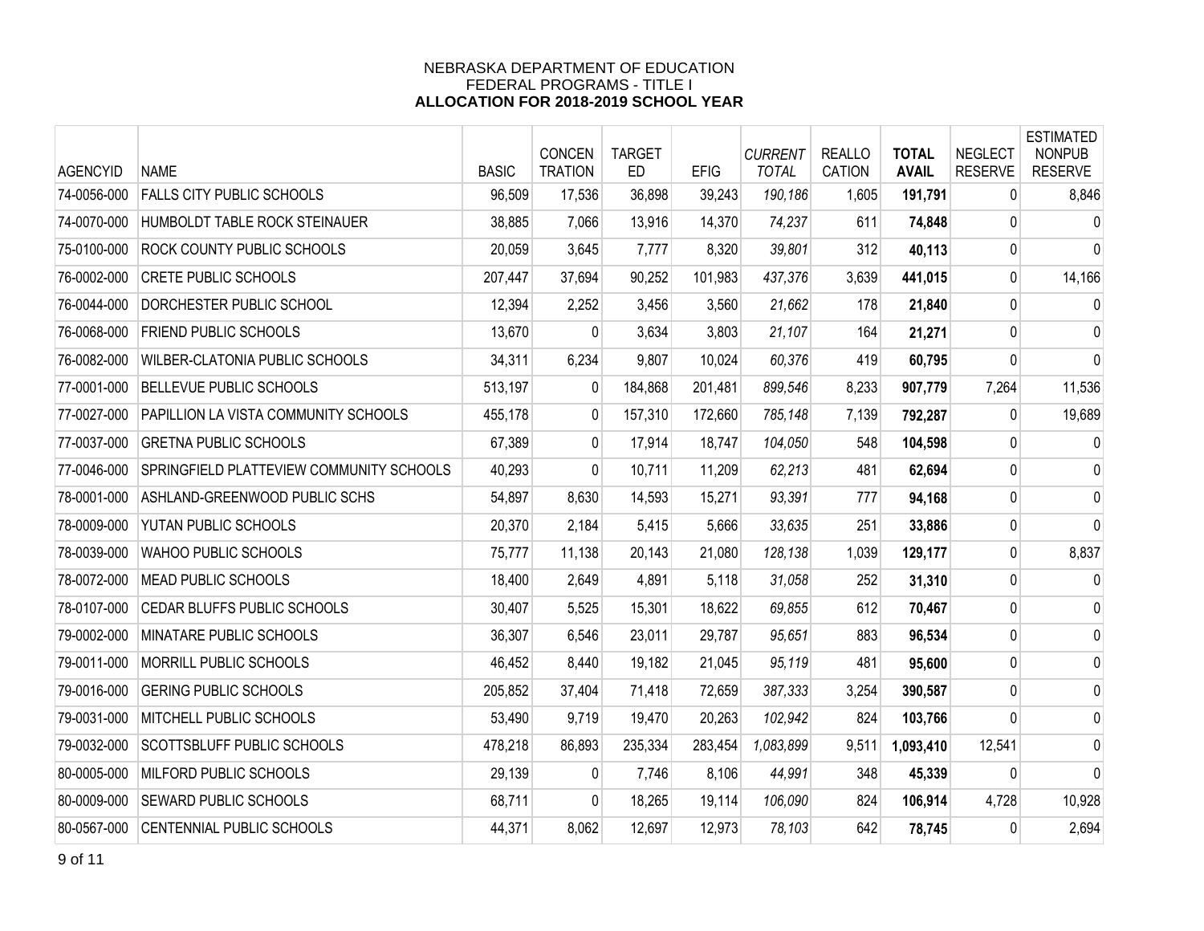NEBRASKA DEPARTMENT OF EDUCATION
FEDERAL PROGRAMS - TITLE I
**ALLOCATION FOR 2018-2019 SCHOOL YEAR**

| AGENCYID | NAME | BASIC | CONCEN TRATION | TARGET ED | EFIG | *CURRENT TOTAL* | REALLO CATION | **TOTAL AVAIL** | NEGLECT RESERVE | ESTIMATED NONPUB RESERVE |
|---|---|---|---|---|---|---|---|---|---|---|
| 74-0056-000 | FALLS CITY PUBLIC SCHOOLS | 96,509 | 17,536 | 36,898 | 39,243 | *190,186* | 1,605 | **191,791** | 0 | 8,846 |
| 74-0070-000 | HUMBOLDT TABLE ROCK STEINAUER | 38,885 | 7,066 | 13,916 | 14,370 | *74,237* | 611 | **74,848** | 0 | 0 |
| 75-0100-000 | ROCK COUNTY PUBLIC SCHOOLS | 20,059 | 3,645 | 7,777 | 8,320 | *39,801* | 312 | **40,113** | 0 | 0 |
| 76-0002-000 | CRETE PUBLIC SCHOOLS | 207,447 | 37,694 | 90,252 | 101,983 | *437,376* | 3,639 | **441,015** | 0 | 14,166 |
| 76-0044-000 | DORCHESTER PUBLIC SCHOOL | 12,394 | 2,252 | 3,456 | 3,560 | *21,662* | 178 | **21,840** | 0 | 0 |
| 76-0068-000 | FRIEND PUBLIC SCHOOLS | 13,670 | 0 | 3,634 | 3,803 | *21,107* | 164 | **21,271** | 0 | 0 |
| 76-0082-000 | WILBER-CLATONIA PUBLIC SCHOOLS | 34,311 | 6,234 | 9,807 | 10,024 | *60,376* | 419 | **60,795** | 0 | 0 |
| 77-0001-000 | BELLEVUE PUBLIC SCHOOLS | 513,197 | 0 | 184,868 | 201,481 | *899,546* | 8,233 | **907,779** | 7,264 | 11,536 |
| 77-0027-000 | PAPILLION LA VISTA COMMUNITY SCHOOLS | 455,178 | 0 | 157,310 | 172,660 | *785,148* | 7,139 | **792,287** | 0 | 19,689 |
| 77-0037-000 | GRETNA PUBLIC SCHOOLS | 67,389 | 0 | 17,914 | 18,747 | *104,050* | 548 | **104,598** | 0 | 0 |
| 77-0046-000 | SPRINGFIELD PLATTEVIEW COMMUNITY SCHOOLS | 40,293 | 0 | 10,711 | 11,209 | *62,213* | 481 | **62,694** | 0 | 0 |
| 78-0001-000 | ASHLAND-GREENWOOD PUBLIC SCHS | 54,897 | 8,630 | 14,593 | 15,271 | *93,391* | 777 | **94,168** | 0 | 0 |
| 78-0009-000 | YUTAN PUBLIC SCHOOLS | 20,370 | 2,184 | 5,415 | 5,666 | *33,635* | 251 | **33,886** | 0 | 0 |
| 78-0039-000 | WAHOO PUBLIC SCHOOLS | 75,777 | 11,138 | 20,143 | 21,080 | *128,138* | 1,039 | **129,177** | 0 | 8,837 |
| 78-0072-000 | MEAD PUBLIC SCHOOLS | 18,400 | 2,649 | 4,891 | 5,118 | *31,058* | 252 | **31,310** | 0 | 0 |
| 78-0107-000 | CEDAR BLUFFS PUBLIC SCHOOLS | 30,407 | 5,525 | 15,301 | 18,622 | *69,855* | 612 | **70,467** | 0 | 0 |
| 79-0002-000 | MINATARE PUBLIC SCHOOLS | 36,307 | 6,546 | 23,011 | 29,787 | *95,651* | 883 | **96,534** | 0 | 0 |
| 79-0011-000 | MORRILL PUBLIC SCHOOLS | 46,452 | 8,440 | 19,182 | 21,045 | *95,119* | 481 | **95,600** | 0 | 0 |
| 79-0016-000 | GERING PUBLIC SCHOOLS | 205,852 | 37,404 | 71,418 | 72,659 | *387,333* | 3,254 | **390,587** | 0 | 0 |
| 79-0031-000 | MITCHELL PUBLIC SCHOOLS | 53,490 | 9,719 | 19,470 | 20,263 | *102,942* | 824 | **103,766** | 0 | 0 |
| 79-0032-000 | SCOTTSBLUFF PUBLIC SCHOOLS | 478,218 | 86,893 | 235,334 | 283,454 | *1,083,899* | 9,511 | **1,093,410** | 12,541 | 0 |
| 80-0005-000 | MILFORD PUBLIC SCHOOLS | 29,139 | 0 | 7,746 | 8,106 | *44,991* | 348 | **45,339** | 0 | 0 |
| 80-0009-000 | SEWARD PUBLIC SCHOOLS | 68,711 | 0 | 18,265 | 19,114 | *106,090* | 824 | **106,914** | 4,728 | 10,928 |
| 80-0567-000 | CENTENNIAL PUBLIC SCHOOLS | 44,371 | 8,062 | 12,697 | 12,973 | *78,103* | 642 | **78,745** | 0 | 2,694 |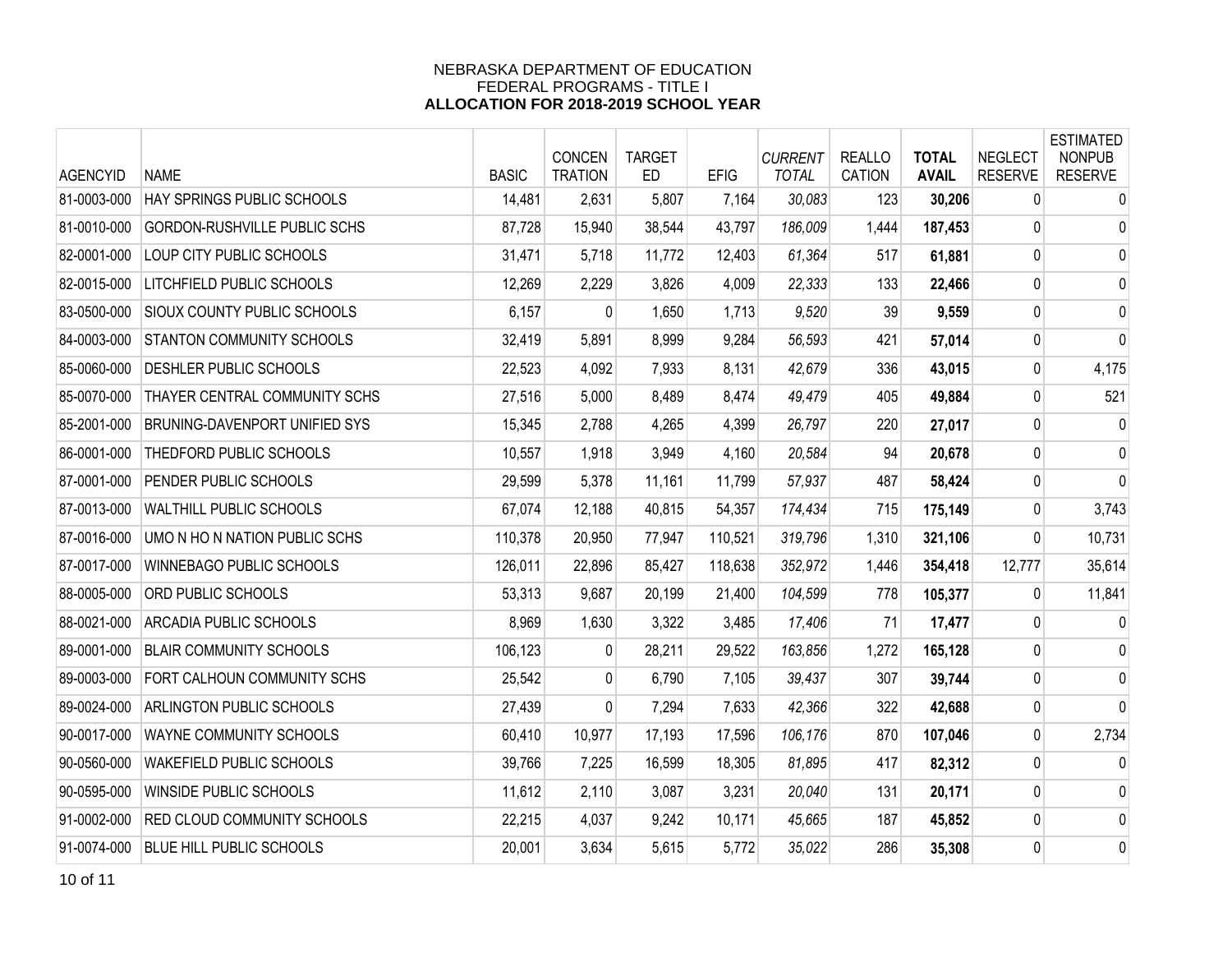NEBRASKA DEPARTMENT OF EDUCATION
FEDERAL PROGRAMS - TITLE I
**ALLOCATION FOR 2018-2019 SCHOOL YEAR**

| AGENCYID | NAME | BASIC | CONCEN TRATION | TARGET ED | EFIG | *CURRENT TOTAL* | REALLO CATION | **TOTAL AVAIL** | NEGLECT RESERVE | ESTIMATED NONPUB RESERVE |
|---|---|---|---|---|---|---|---|---|---|---|
| 81-0003-000 | HAY SPRINGS PUBLIC SCHOOLS | 14,481 | 2,631 | 5,807 | 7,164 | *30,083* | 123 | **30,206** | 0 | 0 |
| 81-0010-000 | GORDON-RUSHVILLE PUBLIC SCHS | 87,728 | 15,940 | 38,544 | 43,797 | *186,009* | 1,444 | **187,453** | 0 | 0 |
| 82-0001-000 | LOUP CITY PUBLIC SCHOOLS | 31,471 | 5,718 | 11,772 | 12,403 | *61,364* | 517 | **61,881** | 0 | 0 |
| 82-0015-000 | LITCHFIELD PUBLIC SCHOOLS | 12,269 | 2,229 | 3,826 | 4,009 | *22,333* | 133 | **22,466** | 0 | 0 |
| 83-0500-000 | SIOUX COUNTY PUBLIC SCHOOLS | 6,157 | 0 | 1,650 | 1,713 | *9,520* | 39 | **9,559** | 0 | 0 |
| 84-0003-000 | STANTON COMMUNITY SCHOOLS | 32,419 | 5,891 | 8,999 | 9,284 | *56,593* | 421 | **57,014** | 0 | 0 |
| 85-0060-000 | DESHLER PUBLIC SCHOOLS | 22,523 | 4,092 | 7,933 | 8,131 | *42,679* | 336 | **43,015** | 0 | 4,175 |
| 85-0070-000 | THAYER CENTRAL COMMUNITY SCHS | 27,516 | 5,000 | 8,489 | 8,474 | *49,479* | 405 | **49,884** | 0 | 521 |
| 85-2001-000 | BRUNING-DAVENPORT UNIFIED SYS | 15,345 | 2,788 | 4,265 | 4,399 | *26,797* | 220 | **27,017** | 0 | 0 |
| 86-0001-000 | THEDFORD PUBLIC SCHOOLS | 10,557 | 1,918 | 3,949 | 4,160 | *20,584* | 94 | **20,678** | 0 | 0 |
| 87-0001-000 | PENDER PUBLIC SCHOOLS | 29,599 | 5,378 | 11,161 | 11,799 | *57,937* | 487 | **58,424** | 0 | 0 |
| 87-0013-000 | WALTHILL PUBLIC SCHOOLS | 67,074 | 12,188 | 40,815 | 54,357 | *174,434* | 715 | **175,149** | 0 | 3,743 |
| 87-0016-000 | UMO N HO N NATION PUBLIC SCHS | 110,378 | 20,950 | 77,947 | 110,521 | *319,796* | 1,310 | **321,106** | 0 | 10,731 |
| 87-0017-000 | WINNEBAGO PUBLIC SCHOOLS | 126,011 | 22,896 | 85,427 | 118,638 | *352,972* | 1,446 | **354,418** | 12,777 | 35,614 |
| 88-0005-000 | ORD PUBLIC SCHOOLS | 53,313 | 9,687 | 20,199 | 21,400 | *104,599* | 778 | **105,377** | 0 | 11,841 |
| 88-0021-000 | ARCADIA PUBLIC SCHOOLS | 8,969 | 1,630 | 3,322 | 3,485 | *17,406* | 71 | **17,477** | 0 | 0 |
| 89-0001-000 | BLAIR COMMUNITY SCHOOLS | 106,123 | 0 | 28,211 | 29,522 | *163,856* | 1,272 | **165,128** | 0 | 0 |
| 89-0003-000 | FORT CALHOUN COMMUNITY SCHS | 25,542 | 0 | 6,790 | 7,105 | *39,437* | 307 | **39,744** | 0 | 0 |
| 89-0024-000 | ARLINGTON PUBLIC SCHOOLS | 27,439 | 0 | 7,294 | 7,633 | *42,366* | 322 | **42,688** | 0 | 0 |
| 90-0017-000 | WAYNE COMMUNITY SCHOOLS | 60,410 | 10,977 | 17,193 | 17,596 | *106,176* | 870 | **107,046** | 0 | 2,734 |
| 90-0560-000 | WAKEFIELD PUBLIC SCHOOLS | 39,766 | 7,225 | 16,599 | 18,305 | *81,895* | 417 | **82,312** | 0 | 0 |
| 90-0595-000 | WINSIDE PUBLIC SCHOOLS | 11,612 | 2,110 | 3,087 | 3,231 | *20,040* | 131 | **20,171** | 0 | 0 |
| 91-0002-000 | RED CLOUD COMMUNITY SCHOOLS | 22,215 | 4,037 | 9,242 | 10,171 | *45,665* | 187 | **45,852** | 0 | 0 |
| 91-0074-000 | BLUE HILL PUBLIC SCHOOLS | 20,001 | 3,634 | 5,615 | 5,772 | *35,022* | 286 | **35,308** | 0 | 0 |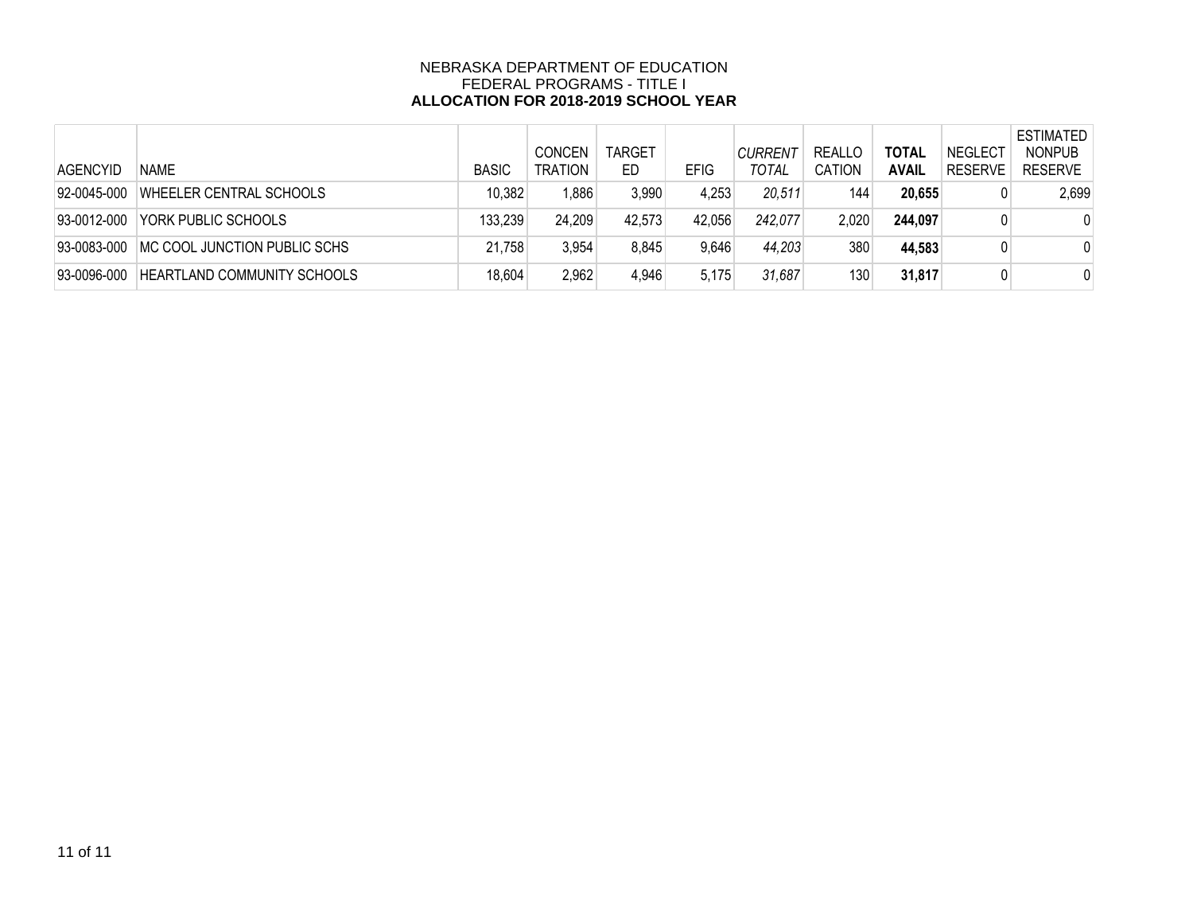NEBRASKA DEPARTMENT OF EDUCATION
FEDERAL PROGRAMS - TITLE I
**ALLOCATION FOR 2018-2019 SCHOOL YEAR**

| AGENCYID | NAME | BASIC | CONCEN TRATION | TARGET ED | EFIG | *CURRENT TOTAL* | REALLO CATION | **TOTAL AVAIL** | NEGLECT RESERVE | ESTIMATED NONPUB RESERVE |
|---|---|---|---|---|---|---|---|---|---|---|
| 92-0045-000 | WHEELER CENTRAL SCHOOLS | 10,382 | 1,886 | 3,990 | 4,253 | *20,511* | 144 | **20,655** | 0 | 2,699 |
| 93-0012-000 | YORK PUBLIC SCHOOLS | 133,239 | 24,209 | 42,573 | 42,056 | *242,077* | 2,020 | **244,097** | 0 | 0 |
| 93-0083-000 | MC COOL JUNCTION PUBLIC SCHS | 21,758 | 3,954 | 8,845 | 9,646 | *44,203* | 380 | **44,583** | 0 | 0 |
| 93-0096-000 | HEARTLAND COMMUNITY SCHOOLS | 18,604 | 2,962 | 4,946 | 5,175 | *31,687* | 130 | **31,817** | 0 | 0 |